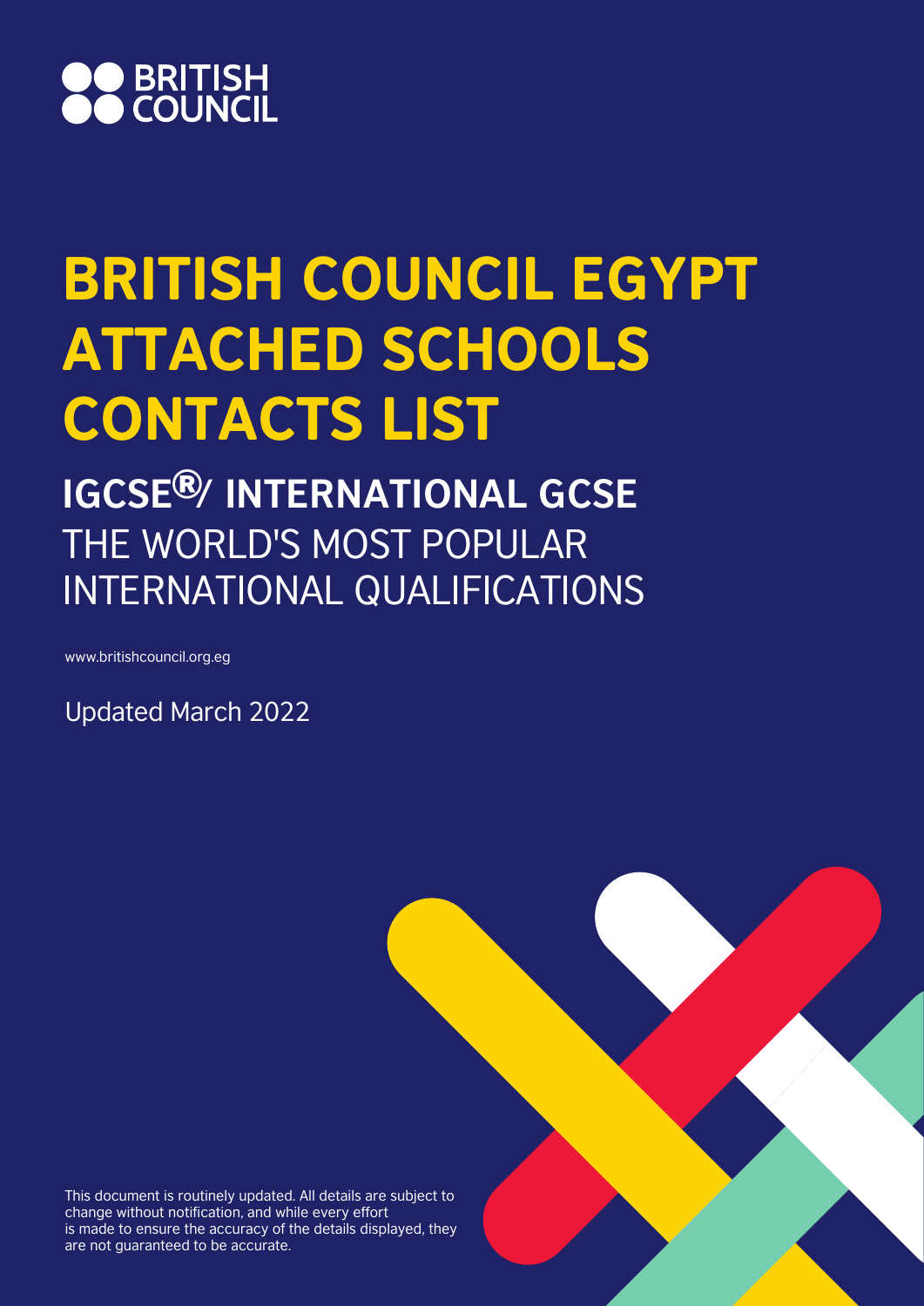BRITISH COUNCIL

# BRITISH COUNCIL EGYPT ATTACHED SCHOOLS CONTACTS LIST

## IGCSE®/ INTERNATIONAL GCSE

THE WORLD'S MOST POPULAR INTERNATIONAL QUALIFICATIONS

www.britishcouncil.org.eg

Updated March 2022

This document is routinely updated. All details are subject to change without notification, and while every effort is made to ensure the accuracy of the details displayed, they are not guaranteed to be accurate.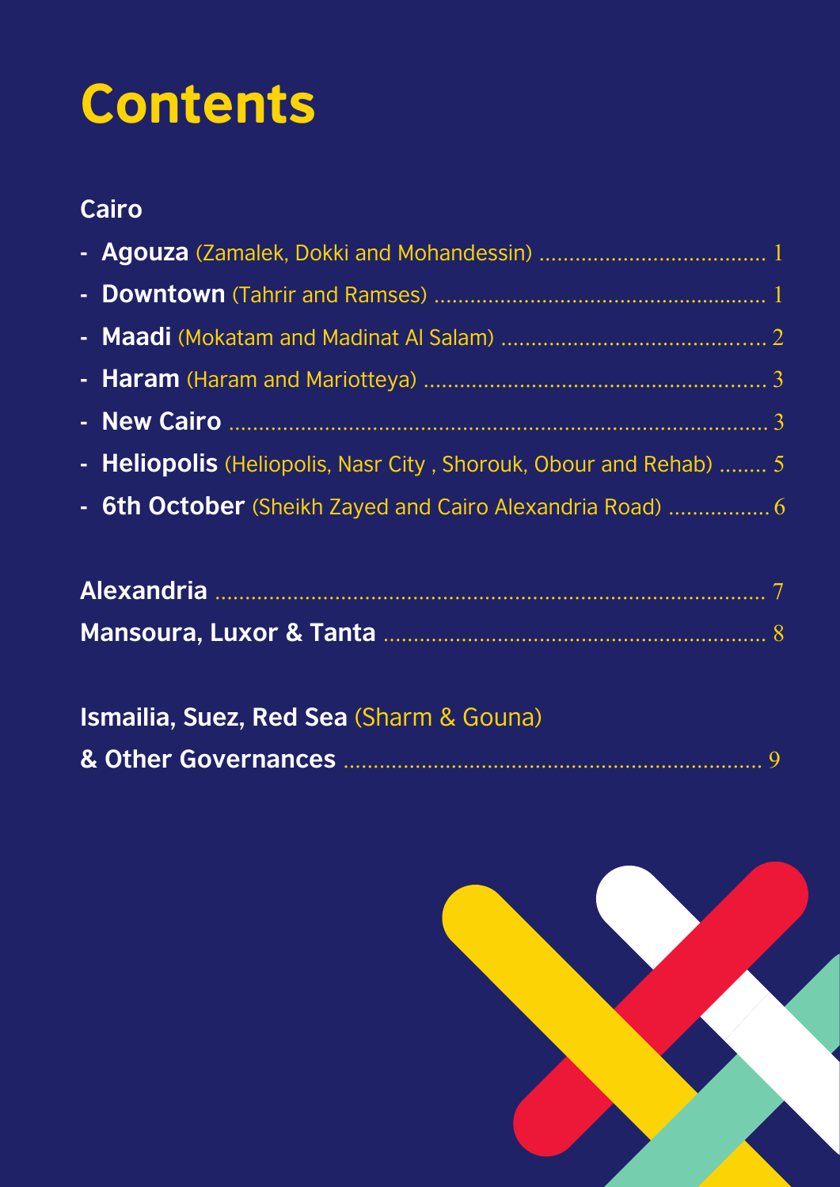# Contents

## Cairo

- **Agouza** (Zamalek, Dokki and Mohandessin) ..................................... 1
- **Downtown** (Tahrir and Ramses) ...................................................... 1
- **Maadi** (Mokatam and Madinat Al Salam) ........................................... 2
- **Haram** (Haram and Mariotteya) ....................................................... 3
- **New Cairo** ......................................................................................... 3
- **Heliopolis** (Heliopolis, Nasr City , Shorouk, Obour and Rehab) ........ 5
- **6th October** (Sheikh Zayed and Cairo Alexandria Road) ................. 6

**Alexandria** ......................................................................................... 7

**Mansoura, Luxor & Tanta** ............................................................... 8

**Ismailia, Suez, Red Sea** (Sharm & Gouna)
**& Other Governances** ..................................................................... 9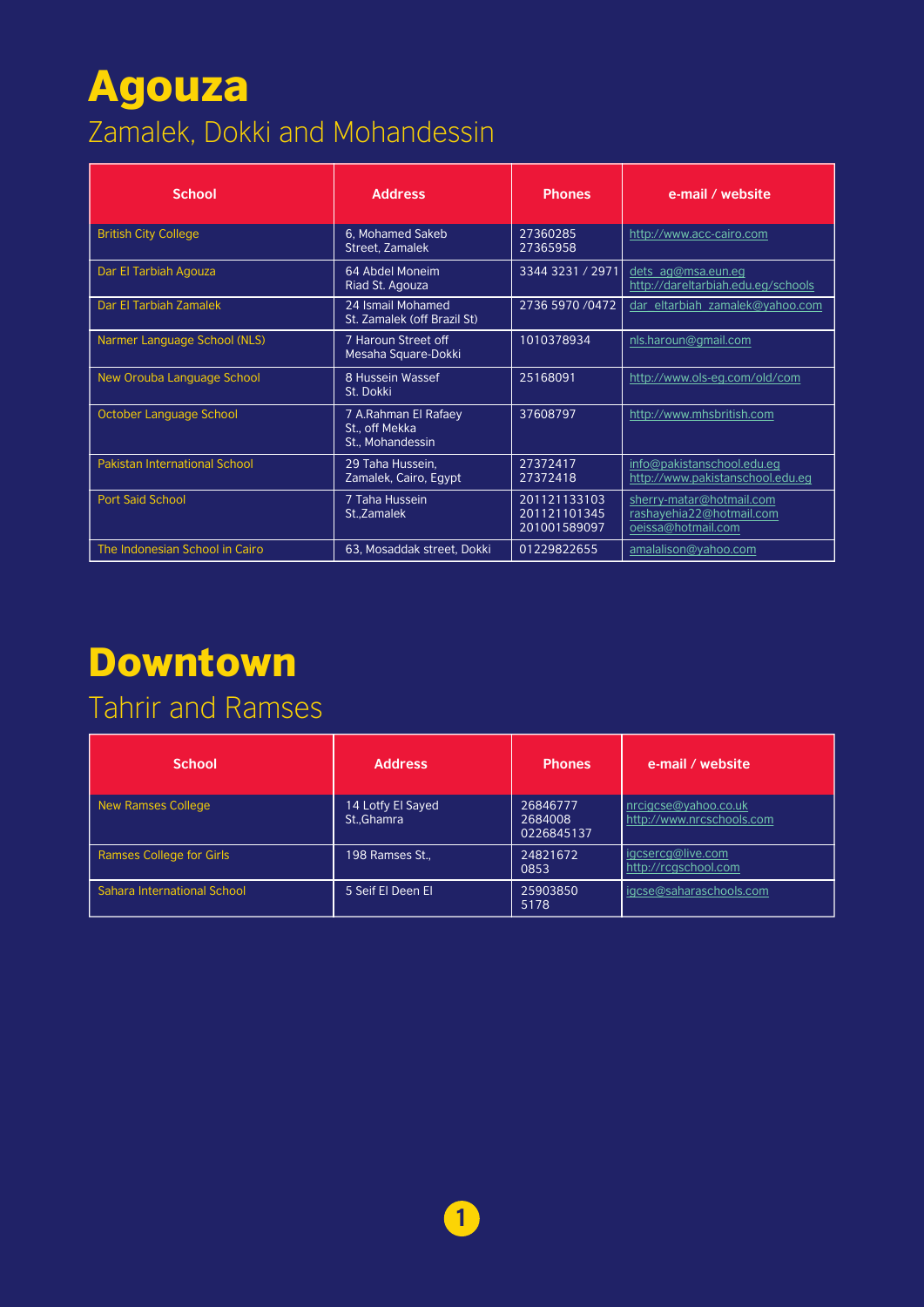# Agouza

## Zamalek, Dokki and Mohandessin

| School | Address | Phones | e-mail / website |
|---|---|---|---|
| British City College | 6, Mohamed Sakeb Street, Zamalek | 27360285 27365958 | http://www.acc-cairo.com |
| Dar El Tarbiah Agouza | 64 Abdel Moneim Riad St. Agouza | 3344 3231 / 2971 | dets_ag@msa.eun.eg http://dareltarbiah.edu.eg/schools |
| Dar El Tarbiah Zamalek | 24 Ismail Mohamed St. Zamalek (off Brazil St) | 2736 5970 /0472 | dar_eltarbiah_zamalek@yahoo.com |
| Narmer Language School (NLS) | 7 Haroun Street off Mesaha Square-Dokki | 1010378934 | nls.haroun@gmail.com |
| New Orouba Language School | 8 Hussein Wassef St. Dokki | 25168091 | http://www.ols-eg.com/old/com |
| October Language School | 7 A.Rahman El Rafaey St., off Mekka St., Mohandessin | 37608797 | http://www.mhsbritish.com |
| Pakistan International School | 29 Taha Hussein, Zamalek, Cairo, Egypt | 27372417 27372418 | info@pakistanschool.edu.eg http://www.pakistanschool.edu.eg |
| Port Said School | 7 Taha Hussein St.,Zamalek | 201121133103 201121101345 201001589097 | sherry-matar@hotmail.com rashayehia22@hotmail.com oeissa@hotmail.com |
| The Indonesian School in Cairo | 63, Mosaddak street, Dokki | 01229822655 | amalalison@yahoo.com |

# Downtown

## Tahrir and Ramses

| School | Address | Phones | e-mail / website |
|---|---|---|---|
| New Ramses College | 14 Lotfy El Sayed St.,Ghamra | 26846777 2684008 0226845137 | nrcigcse@yahoo.co.uk http://www.nrcschools.com |
| Ramses College for Girls | 198 Ramses St., | 24821672 0853 | igcsercg@live.com http://rcgschool.com |
| Sahara International School | 5 Seif El Deen El | 25903850 5178 | igcse@saharaschools.com |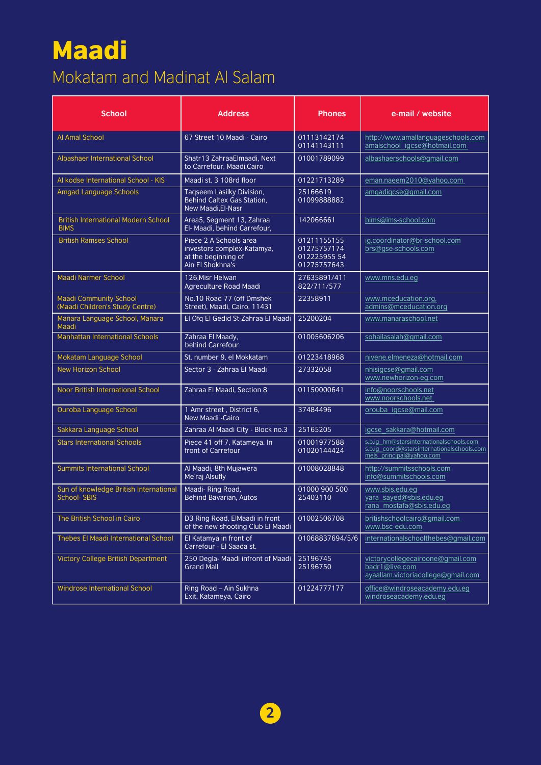# Maadi

## Mokatam and Madinat Al Salam

| School | Address | Phones | e-mail / website |
|---|---|---|---|
| Al Amal School | 67 Street 10 Maadi - Cairo | 01113142174 01141143111 | http://www.amallanguageschools.com amalschool_igcse@hotmail.com |
| Albashaer International School | Shatr13 ZahraaElmaadi, Next to Carrefour, Maadi,Cairo | 01001789099 | albashaerschools@gmail.com |
| Al kodse International School - KIS | Maadi st. 3 108rd floor | 01221713289 | eman.naeem2010@yahoo.com |
| Amgad Language Schools | Taqseem Lasilky Division, Behind Caltex Gas Station, New Maadi,El-Nasr | 25166619 01099888882 | amgadigcse@gmail.com |
| British International Modern School BIMS | Area5, Segment 13, Zahraa El- Maadi, behind Carrefour, | 142066661 | bims@ims-school.com |
| British Ramses School | Piece 2 A Schools area investors complex-Katamya, at the beginning of Ain El Shokhna's | 01211155155 01275757174 012225955 54 01275757643 | ig.coordinator@br-school.com brs@gse-schools.com |
| Maadi Narmer School | 126,Misr Helwan Agreculture Road Maadi | 27635891/411 822/711/577 | www.mns.edu.eg |
| Maadi Community School (Maadi Children's Study Centre) | No.10 Road 77 (off Dmshek Street), Maadi, Cairo, 11431 | 22358911 | www.mceducation.org, admins@mceducation.org |
| Manara Language School, Manara Maadi | El Ofq El Gedid St-Zahraa El Maadi | 25200204 | www.manaraschool.net |
| Manhattan International Schools | Zahraa El Maady, behind Carrefour | 01005606206 | sohailasalah@gmail.com |
| Mokatam Language School | St. number 9, el Mokkatam | 01223418968 | nivene.elmeneza@hotmail.com |
| New Horizon School | Sector 3 - Zahraa El Maadi | 27332058 | nhisigcse@gmail.com www.newhorizon-eg.com |
| Noor British International School | Zahraa El Maadi, Section 8 | 01150000641 | info@noorschools.net www.noorschools.net |
| Ouroba Language School | 1 Amr street , District 6, New Maadi -Cairo | 37484496 | orouba_igcse@mail.com |
| Sakkara Language School | Zahraa Al Maadi City - Block no.3 | 25165205 | igcse_sakkara@hotmail.com |
| Stars International Schools | Piece 41 off 7, Katameya. In front of Carrefour | 01001977588 01020144424 | s.b.ig_hm@starsinternationalschools.com s.b.ig_coord@starsinternationalschools.com mels_principal@yahoo.com |
| Summits International School | Al Maadi, 8th Mujawera Me'raj Alsufly | 01008028848 | http://summitsschools.com info@summitschools.com |
| Sun of knowledge British International School- SBIS | Maadi- Ring Road, Behind Bavarian, Autos | 01000 900 500 25403110 | www.sbis.edu.eg yara_sayed@sbis.edu.eg rana_mostafa@sbis.edu.eg |
| The British School in Cairo | D3 Ring Road, ElMaadi in front of the new shooting Club El Maadi | 01002506708 | britishschoolcairo@gmail.com www.bsc-edu.com |
| Thebes El Maadi International School | El Katamya in front of Carrefour - El Saada st. | 01068837694/5/6 | internationalschoolthebes@gmail.com |
| Victory College British Department | 250 Degla- Maadi infront of Maadi Grand Mall | 25196745 25196750 | victorycollegecairoone@gmail.com badr1@live.com ayaallam.victoriacollege@gmail.com |
| Windrose International School | Ring Road – Ain Sukhna Exit, Katameya, Cairo | 01224777177 | office@windroseacademy.edu.eg windroseacademy.edu.eg |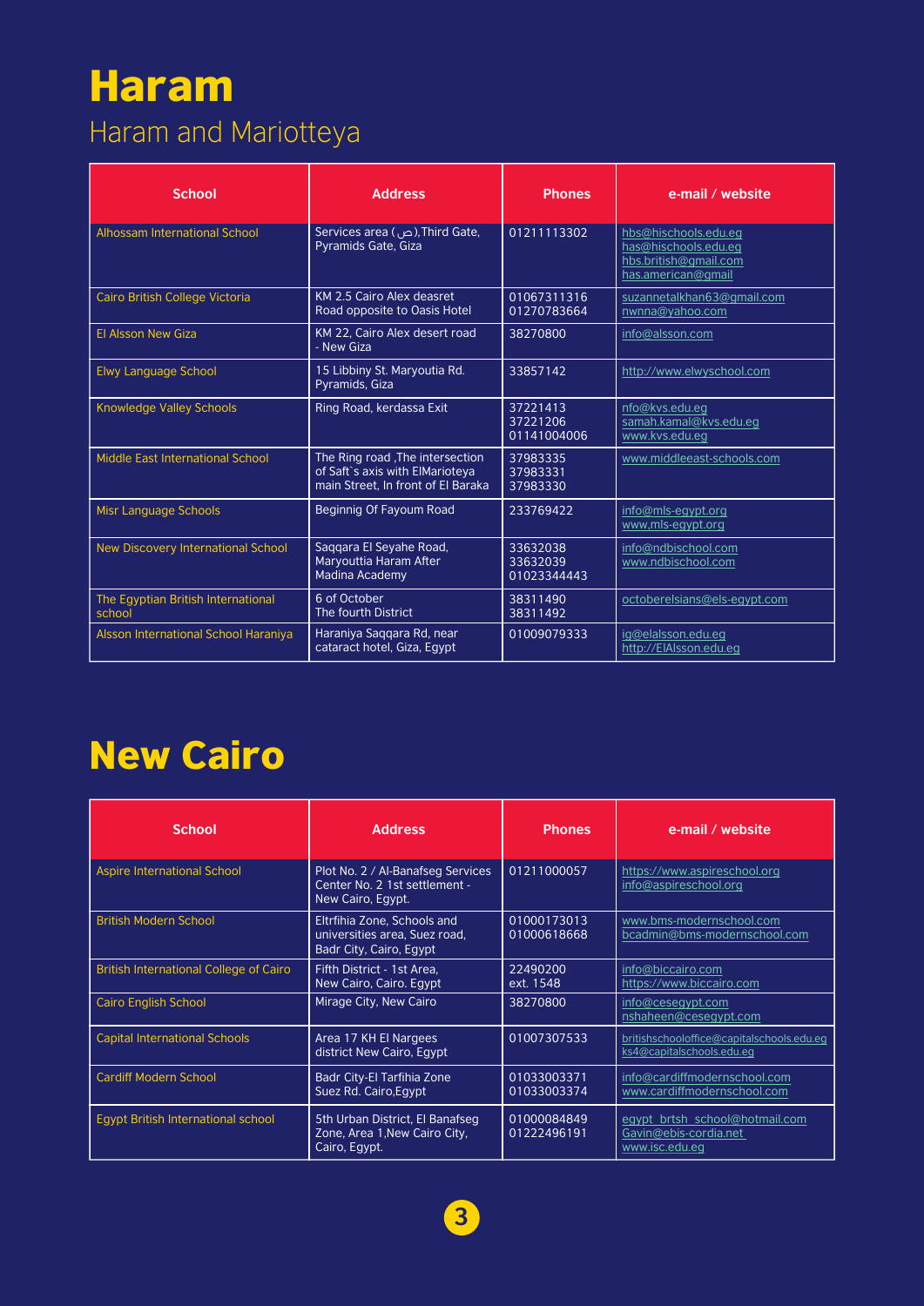# Haram

## Haram and Mariotteya

| School | Address | Phones | e-mail / website |
|---|---|---|---|
| Alhossam International School | Services area (ص), Third Gate, Pyramids Gate, Giza | 01211113302 | hbs@hischools.edu.eg<br>has@hischools.edu.eg<br>hbs.british@gmail.com<br>has.american@gmail |
| Cairo British College Victoria | KM 2.5 Cairo Alex deasret Road opposite to Oasis Hotel | 01067311316<br>01270783664 | suzannetalkhan63@gmail.com<br>nwnna@yahoo.com |
| El Alsson New Giza | KM 22, Cairo Alex desert road - New Giza | 38270800 | info@alsson.com |
| Elwy Language School | 15 Libbiny St. Maryoutia Rd. Pyramids, Giza | 33857142 | http://www.elwyschool.com |
| Knowledge Valley Schools | Ring Road, kerdassa Exit | 37221413<br>37221206<br>01141004006 | nfo@kvs.edu.eg<br>samah.kamal@kvs.edu.eg<br>www.kvs.edu.eg |
| Middle East International School | The Ring road ,The intersection of Saft`s axis with ElMarioteya main Street, In front of El Baraka | 37983335<br>37983331<br>37983330 | www.middleeast-schools.com |
| Misr Language Schools | Beginnig Of Fayoum Road | 233769422 | info@mls-egypt.org<br>www,mls-egypt.org |
| New Discovery International School | Saqqara El Seyahe Road, Maryouttia Haram After Madina Academy | 33632038<br>33632039<br>01023344443 | info@ndbischool.com<br>www.ndbischool.com |
| The Egyptian British International school | 6 of October<br>The fourth District | 38311490<br>38311492 | octoberelsians@els-egypt.com |
| Alsson International School Haraniya | Haraniya Saqqara Rd, near cataract hotel, Giza, Egypt | 01009079333 | ig@elalsson.edu.eg<br>http://ElAlsson.edu.eg |

# New Cairo

| School | Address | Phones | e-mail / website |
|---|---|---|---|
| Aspire International School | Plot No. 2 / Al-Banafseg Services Center No. 2 1st settlement - New Cairo, Egypt. | 01211000057 | https://www.aspireschool.org<br>info@aspireschool.org |
| British Modern School | Eltrfihia Zone, Schools and universities area, Suez road, Badr City, Cairo, Egypt | 01000173013<br>01000618668 | www.bms-modernschool.com<br>bcadmin@bms-modernschool.com |
| British International College of Cairo | Fifth District - 1st Area, New Cairo, Cairo. Egypt | 22490200<br>ext. 1548 | info@biccairo.com<br>https://www.biccairo.com |
| Cairo English School | Mirage City, New Cairo | 38270800 | info@cesegypt.com<br>nshaheen@cesegypt.com |
| Capital International Schools | Area 17 KH El Nargees district New Cairo, Egypt | 01007307533 | britishschooloffice@capitalschools.edu.eg<br>ks4@capitalschools.edu.eg |
| Cardiff Modern School | Badr City-El Tarfihia Zone Suez Rd. Cairo,Egypt | 01033003371<br>01033003374 | info@cardiffmodernschool.com<br>www.cardiffmodernschool.com |
| Egypt British International school | 5th Urban District, El Banafseg Zone, Area 1,New Cairo City, Cairo, Egypt. | 01000084849<br>01222496191 | egypt_brtsh_school@hotmail.com<br>Gavin@ebis-cordia.net<br>www.isc.edu.eg |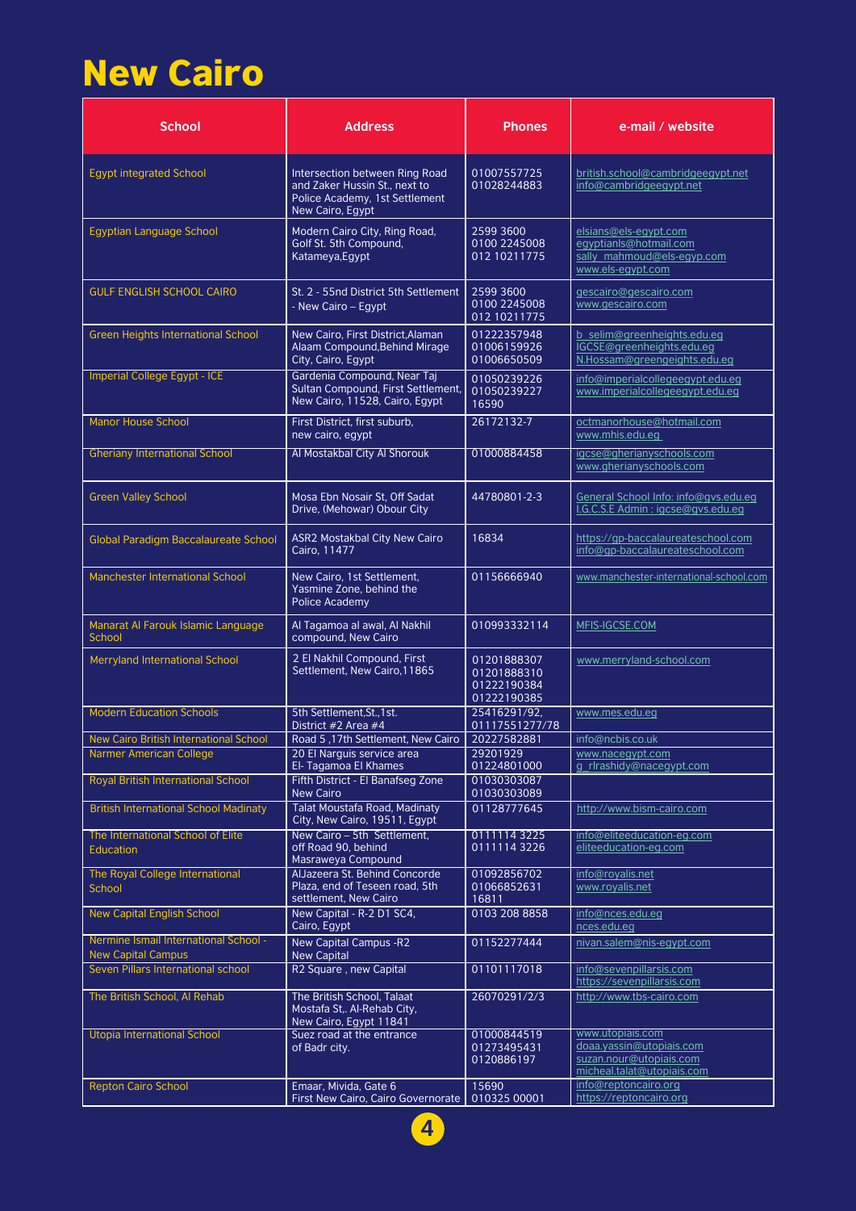# New Cairo

| School | Address | Phones | e-mail / website |
|---|---|---|---|
| Egypt integrated School | Intersection between Ring Road and Zaker Hussin St., next to Police Academy, 1st Settlement New Cairo, Egypt | 01007557725<br>01028244883 | british.school@cambridgeegypt.net<br>info@cambridgeegypt.net |
| Egyptian Language School | Modern Cairo City, Ring Road, Golf St. 5th Compound, Katameya,Egypt | 2599 3600<br>0100 2245008<br>012 10211775 | elsians@els-egypt.com<br>egyptianls@hotmail.com<br>sally_mahmoud@els-egyp.com<br>www.els-egypt.com |
| GULF ENGLISH SCHOOL CAIRO | St. 2 - 55nd District 5th Settlement - New Cairo – Egypt | 2599 3600<br>0100 2245008<br>012 10211775 | gescairo@gescairo.com<br>www.gescairo.com |
| Green Heights International School | New Cairo, First District,Alaman Alaam Compound,Behind Mirage City, Cairo, Egypt | 01222357948<br>01006159926<br>01006650509 | b_selim@greenheights.edu.eg<br>IGCSE@greenheights.edu.eg<br>N.Hossam@greengeights.edu.eg |
| Imperial College Egypt - ICE | Gardenia Compound, Near Taj Sultan Compound, First Settlement, New Cairo, 11528, Cairo, Egypt | 01050239226<br>01050239227<br>16590 | info@imperialcollegeegypt.edu.eg<br>www.imperialcollegeegypt.edu.eg |
| Manor House School | First District, first suburb, new cairo, egypt | 26172132-7 | octmanorhouse@hotmail.com<br>www.mhis.edu.eg |
| Gheriany International School | Al Mostakbal City Al Shorouk | 01000884458 | igcse@gherianyschools.com<br>www.gherianyschools.com |
| Green Valley School | Mosa Ebn Nosair St, Off Sadat Drive, (Mehowar) Obour City | 44780801-2-3 | General School Info: info@gvs.edu.eg<br>I.G.C.S.E Admin : igcse@gvs.edu.eg |
| Global Paradigm Baccalaureate School | ASR2 Mostakbal City New Cairo Cairo, 11477 | 16834 | https://gp-baccalaureateschool.com<br>info@gp-baccalaureateschool.com |
| Manchester International School | New Cairo, 1st Settlement, Yasmine Zone, behind the Police Academy | 01156666940 | www.manchester-international-school.com |
| Manarat Al Farouk Islamic Language School | Al Tagamoa al awal, Al Nakhil compound, New Cairo | 010993332114 | MFIS-IGCSE.COM |
| Merryland International School | 2 El Nakhil Compound, First Settlement, New Cairo,11865 | 01201888307<br>01201888310<br>01222190384<br>01222190385 | www.merryland-school.com |
| Modern Education Schools | 5th Settlement,St.,1st. District #2 Area #4 | 25416291/92,<br>01117551277/78 | www.mes.edu.eg |
| New Cairo British International School | Road 5 ,17th Settlement, New Cairo | 20227582881 | info@ncbis.co.uk |
| Narmer American College | 20 El Narguis service area El- Tagamoa El Khames | 29201929<br>01224801000 | www.nacegypt.com<br>g_rlrashidy@nacegypt.com |
| Royal British International School | Fifth District - El Banafseg Zone New Cairo | 01030303087<br>01030303089 | |
| British International School Madinaty | Talat Moustafa Road, Madinaty City, New Cairo, 19511, Egypt | 01128777645 | http://www.bism-cairo.com |
| The International School of Elite Education | New Cairo – 5th Settlement, off Road 90, behind Masraweya Compound | 0111114 3225<br>0111114 3226 | info@eliteeducation-eg.com<br>eliteeducation-eg.com |
| The Royal College International School | AlJazeera St. Behind Concorde Plaza, end of Teseen road, 5th settlement, New Cairo | 01092856702<br>01066852631<br>16811 | info@royalis.net<br>www.royalis.net |
| New Capital English School | New Capital - R-2 D1 SC4, Cairo, Egypt | 0103 208 8858 | info@nces.edu.eg<br>nces.edu.eg |
| Nermine Ismail International School - New Capital Campus | New Capital Campus -R2 New Capital | 01152277444 | nivan.salem@nis-egypt.com |
| Seven Pillars International school | R2 Square , new Capital | 01101117018 | info@sevenpillarsis.com<br>https://sevenpillarsis.com |
| The British School, Al Rehab | The British School, Talaat Mostafa St,. Al-Rehab City, New Cairo, Egypt 11841 | 26070291/2/3 | http://www.tbs-cairo.com |
| Utopia International School | Suez road at the entrance of Badr city. | 01000844519<br>01273495431<br>0120886197 | www.utopiais.com<br>doaa.yassin@utopiais.com<br>suzan.nour@utopiais.com<br>micheal.talat@utopiais.com |
| Repton Cairo School | Emaar, Mivida, Gate 6 First New Cairo, Cairo Governorate | 15690<br>010325 00001 | info@reptoncairo.org<br>https://reptoncairo.org |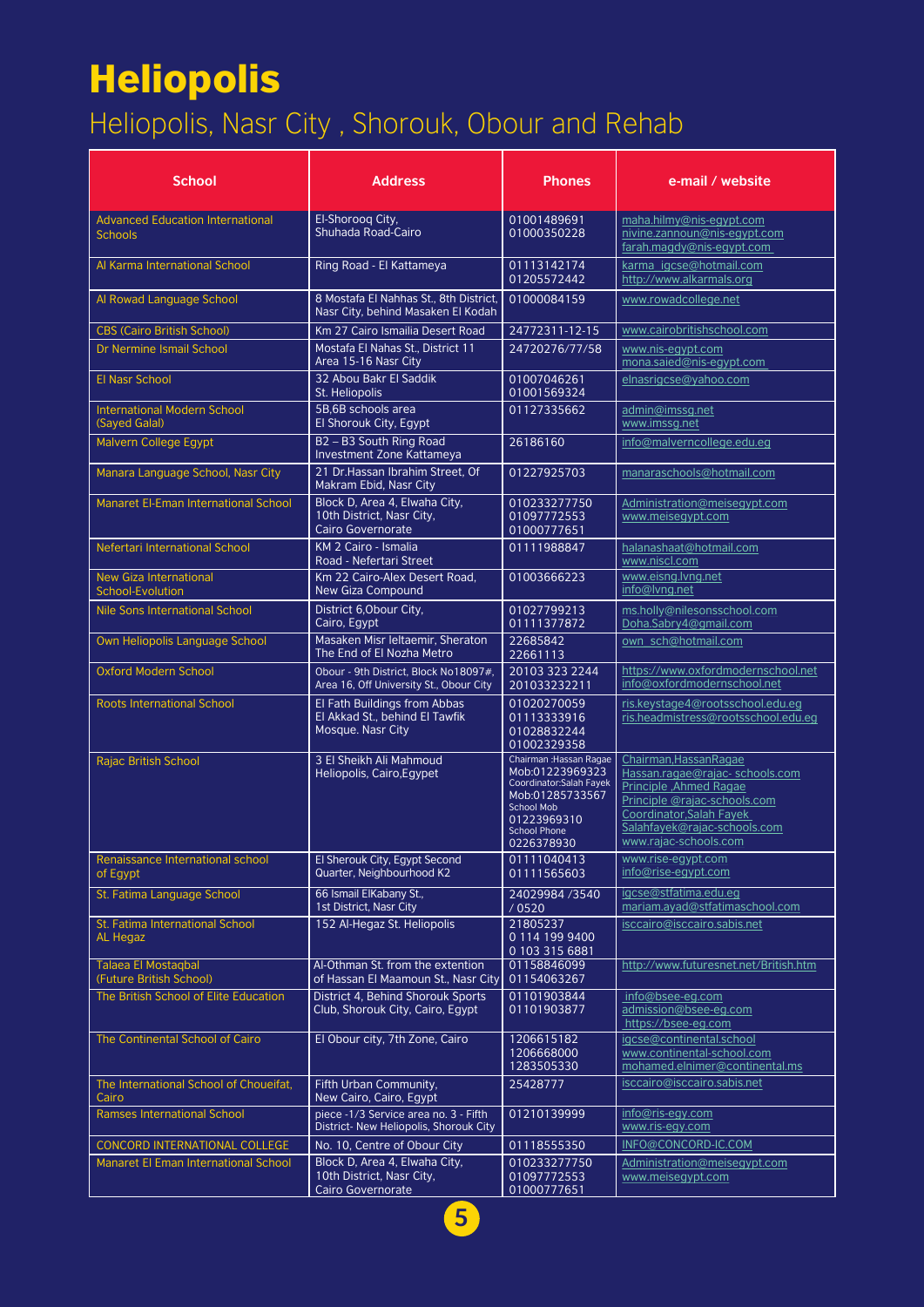# Heliopolis

## Heliopolis, Nasr City , Shorouk, Obour and Rehab

| School | Address | Phones | e-mail / website |
|---|---|---|---|
| Advanced Education International Schools | El-Shorooq City, Shuhada Road-Cairo | 01001489691<br>01000350228 | maha.hilmy@nis-egypt.com<br>nivine.zannoun@nis-egypt.com<br>farah.magdy@nis-egypt.com |
| Al Karma International School | Ring Road - El Kattameya | 01113142174<br>01205572442 | karma_igcse@hotmail.com<br>http://www.alkarmals.org |
| Al Rowad Language School | 8 Mostafa El Nahhas St., 8th District, Nasr City, behind Masaken El Kodah | 01000084159 | www.rowadcollege.net |
| CBS (Cairo British School) | Km 27 Cairo Ismailia Desert Road | 24772311-12-15 | www.cairobritishschool.com |
| Dr Nermine Ismail School | Mostafa El Nahas St., District 11 Area 15-16 Nasr City | 24720276/77/58 | www.nis-egypt.com<br>mona.saied@nis-egypt.com |
| El Nasr School | 32 Abou Bakr El Saddik St. Heliopolis | 01007046261<br>01001569324 | elnasrigcse@yahoo.com |
| International Modern School (Sayed Galal) | 5B,6B schools area El Shorouk City, Egypt | 01127335662 | admin@imssg.net<br>www.imssg.net |
| Malvern College Egypt | B2 – B3 South Ring Road Investment Zone Kattameya | 26186160 | info@malverncollege.edu.eg |
| Manara Language School, Nasr City | 21 Dr.Hassan Ibrahim Street, Of Makram Ebid, Nasr City | 01227925703 | manaraschools@hotmail.com |
| Manaret El-Eman International School | Block D, Area 4, Elwaha City, 10th District, Nasr City, Cairo Governorate | 010233277750<br>01097772553<br>01000777651 | Administration@meisegypt.com<br>www.meisegypt.com |
| Nefertari International School | KM 2 Cairo - Ismalia Road - Nefertari Street | 01111988847 | halanashaat@hotmail.com<br>www.niscl.com |
| New Giza International School-Evolution | Km 22 Cairo-Alex Desert Road, New Giza Compound | 01003666223 | www.eisng.lvng.net<br>info@lvng.net |
| Nile Sons International School | District 6,Obour City, Cairo, Egypt | 01027799213<br>01111377872 | ms.holly@nilesonsschool.com<br>Doha.Sabry4@gmail.com |
| Own Heliopolis Language School | Masaken Misr Ieltaemir, Sheraton The End of El Nozha Metro | 22685842<br>22661113 | own_sch@hotmail.com |
| Oxford Modern School | Obour - 9th District, Block No18097#, Area 16, Off University St., Obour City | 20103 323 2244<br>201033232211 | https://www.oxfordmodernschool.net<br>info@oxfordmodernschool.net |
| Roots International School | El Fath Buildings from Abbas El Akkad St., behind El Tawfik Mosque. Nasr City | 01020270059<br>01113333916<br>01028832244<br>01002329358 | ris.keystage4@rootsschool.edu.eg<br>ris.headmistress@rootsschool.edu.eg |
| Rajac British School | 3 El Sheikh Ali Mahmoud Heliopolis, Cairo,Egypet | Chairman :Hassan Ragae Mob:01223969323<br>Coordinator:Salah Fayek Mob:01285733567<br>School Mob 01223969310<br>School Phone 0226378930 | Chairman,HassanRagae<br>Hassan.ragae@rajac- schools.com<br>Principle ,Ahmed Ragae<br>Principle @rajac-schools.com<br>Coordinator,Salah Fayek<br>Salahfayek@rajac-schools.com<br>www.rajac-schools.com |
| Renaissance International school of Egypt | El Sherouk City, Egypt Second Quarter, Neighbourhood K2 | 01111040413<br>01111565603 | www.rise-egypt.com<br>info@rise-egypt.com |
| St. Fatima Language School | 66 Ismail ElKabany St., 1st District, Nasr City | 24029984 /3540 / 0520 | igcse@stfatima.edu.eg<br>mariam.ayad@stfatimaschool.com |
| St. Fatima International School AL Hegaz | 152 Al-Hegaz St. Heliopolis | 21805237<br>0 114 199 9400<br>0 103 315 6881 | isccairo@isccairo.sabis.net |
| Talaea El Mostaqbal (Future British School) | Al-Othman St. from the extention of Hassan El Maamoun St., Nasr City | 01158846099<br>01154063267 | http://www.futuresnet.net/British.htm |
| The British School of Elite Education | District 4, Behind Shorouk Sports Club, Shorouk City, Cairo, Egypt | 01101903844<br>01101903877 | info@bsee-eg.com<br>admission@bsee-eg.com<br>https://bsee-eg.com |
| The Continental School of Cairo | El Obour city, 7th Zone, Cairo | 1206615182<br>1206668000<br>1283505330 | igcse@continental.school<br>www.continental-school.com<br>mohamed.elnimer@continental.ms |
| The International School of Choueifat, Cairo | Fifth Urban Community, New Cairo, Cairo, Egypt | 25428777 | isccairo@isccairo.sabis.net |
| Ramses International School | piece -1/3 Service area no. 3 - Fifth District- New Heliopolis, Shorouk City | 01210139999 | info@ris-egy.com<br>www.ris-egy.com |
| CONCORD INTERNATIONAL COLLEGE | No. 10, Centre of Obour City | 01118555350 | INFO@CONCORD-IC.COM |
| Manaret El Eman International School | Block D, Area 4, Elwaha City, 10th District, Nasr City, Cairo Governorate | 010233277750<br>01097772553<br>01000777651 | Administration@meisegypt.com<br>www.meisegypt.com |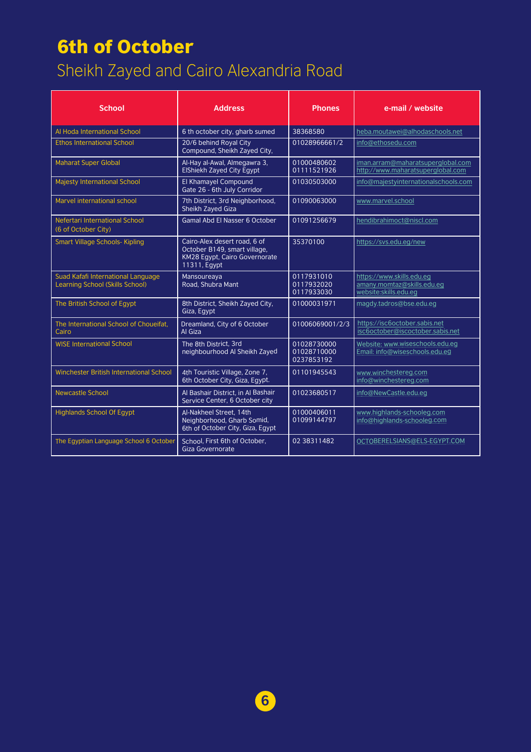# 6th of October

## Sheikh Zayed and Cairo Alexandria Road

| School | Address | Phones | e-mail / website |
|---|---|---|---|
| Al Hoda International School | 6 th october city, gharb sumed | 38368580 | heba.moutawei@alhodaschools.net |
| Ethos International School | 20/6 behind Royal City Compound, Sheikh Zayed City, | 01028966661/2 | info@ethosedu.com |
| Maharat Super Global | Al-Hay al-Awal, Almegawra 3, ElShiekh Zayed City Egypt | 01000480602 01111521926 | iman.arram@maharatsuperglobal.com http://www.maharatsuperglobal.com |
| Majesty International School | El Khamayel Compound Gate 26 - 6th July Corridor | 01030503000 | info@majestyinternationalschools.com |
| Marvel international school | 7th District, 3rd Neighborhood, Sheikh Zayed Giza | 01090063000 | www.marvel.school |
| Nefertari International School (6 of October City) | Gamal Abd El Nasser 6 October | 01091256679 | hendibrahimoct@niscl.com |
| Smart Village Schools- Kipling | Cairo-Alex desert road, 6 of October B149, smart village, KM28 Egypt, Cairo Governorate 11311, Egypt | 35370100 | https://svs.edu.eg/new |
| Suad Kafafi International Language Learning School (Skills School) | Mansoureaya Road, Shubra Mant | 0117931010 0117932020 0117933030 | https://www.skills.edu.eg amany.momtaz@skills.edu.eg website:skills.edu.eg |
| The British School of Egypt | 8th District, Sheikh Zayed City, Giza, Egypt | 01000031971 | magdy.tadros@bse.edu.eg |
| The International School of Choueifat, Cairo | Dreamland, City of 6 October Al Giza | 01006069001/2/3 | https://isc6october.sabis.net isc6october@iscoctober.sabis.net |
| WISE International School | The 8th District, 3rd neighbourhood Al Sheikh Zayed | 01028730000 01028710000 0237853192 | Website: www.wiseschools.edu.eg Email: info@wiseschools.edu.eg |
| Winchester British International School | 4th Touristic Village, Zone 7, 6th October City, Giza, Egypt. | 01101945543 | www.winchestereg.com info@winchestereg.com |
| Newcastle School | Al Bashair District, in Al Bashair Service Center, 6 October city | 01023680517 | info@NewCastle.edu.eg |
| Highlands School Of Egypt | Al-Nakheel Street, 14th Neighborhood, Gharb Somid, 6th of October City, Giza, Egypt | 01000406011 01099144797 | www.highlands-schooleg.com info@highlands-schooleg.com |
| The Egyptian Language School 6 October | School, First 6th of October, Giza Governorate | 02 38311482 | OCTOBERELSIANS@ELS-EGYPT.COM |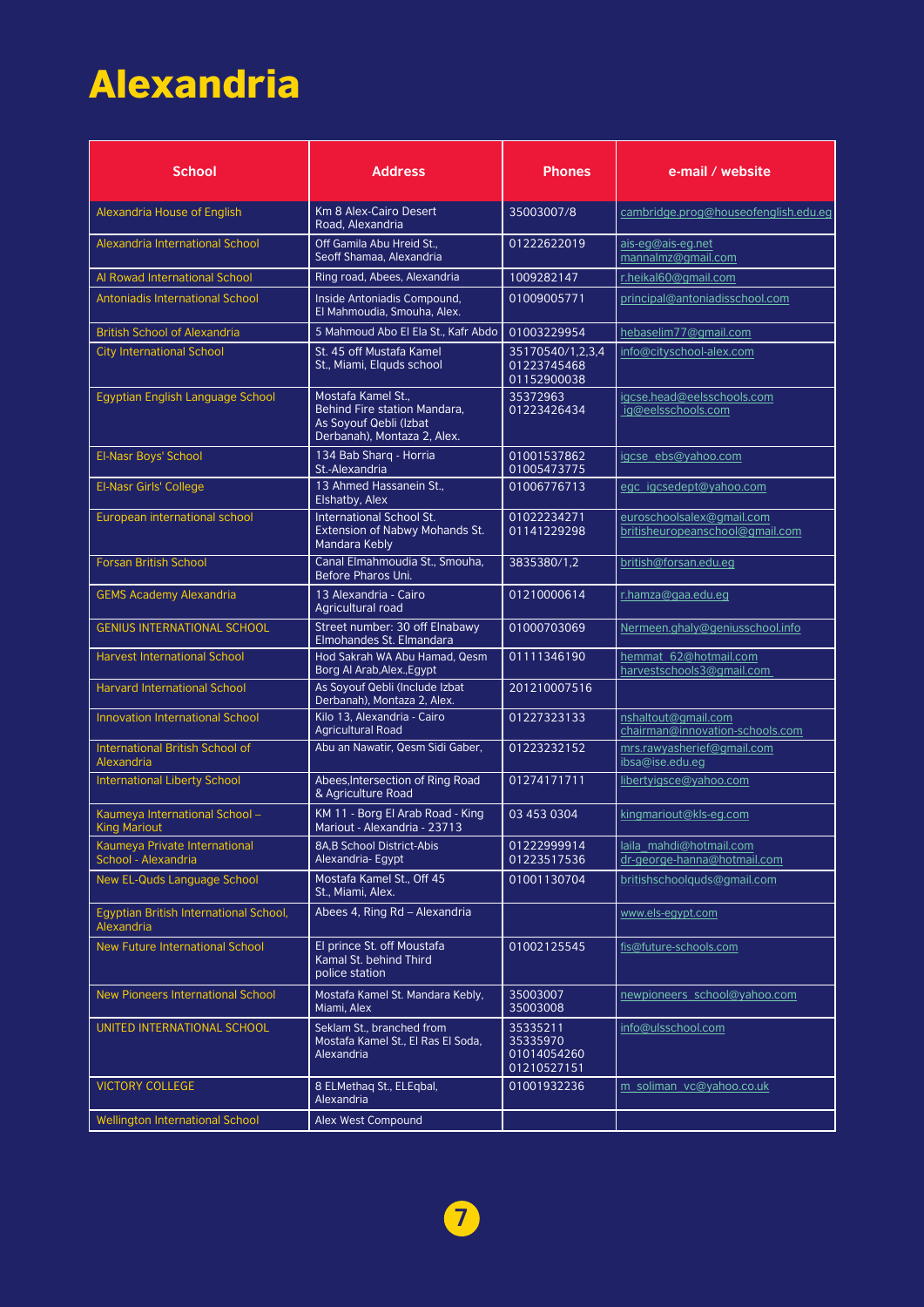# Alexandria

| School | Address | Phones | e-mail / website |
|---|---|---|---|
| Alexandria House of English | Km 8 Alex-Cairo Desert Road, Alexandria | 35003007/8 | cambridge.prog@houseofenglish.edu.eg |
| Alexandria International School | Off Gamila Abu Hreid St., Seoff Shamaa, Alexandria | 01222622019 | ais-eg@ais-eg.net mannalmz@gmail.com |
| Al Rowad International School | Ring road, Abees, Alexandria | 1009282147 | r.heikal60@gmail.com |
| Antoniadis International School | Inside Antoniadis Compound, El Mahmoudia, Smouha, Alex. | 01009005771 | principal@antoniadisschool.com |
| British School of Alexandria | 5 Mahmoud Abo El Ela St., Kafr Abdo | 01003229954 | hebaselim77@gmail.com |
| City International School | St. 45 off Mustafa Kamel St., Miami, Elquds school | 35170540/1,2,3,4 01223745468 01152900038 | info@cityschool-alex.com |
| Egyptian English Language School | Mostafa Kamel St., Behind Fire station Mandara, As Soyouf Qebli (Izbat Derbanah), Montaza 2, Alex. | 35372963 01223426434 | igcse.head@eelsschools.com ig@eelsschools.com |
| El-Nasr Boys' School | 134 Bab Sharq - Horria St.-Alexandria | 01001537862 01005473775 | igcse_ebs@yahoo.com |
| El-Nasr Girls' College | 13 Ahmed Hassanein St., Elshatby, Alex | 01006776713 | egc_igcsedept@yahoo.com |
| European international school | International School St. Extension of Nabwy Mohands St. Mandara Kebly | 01022234271 01141229298 | euroschoolsalex@gmail.com britisheuropeanschool@gmail.com |
| Forsan British School | Canal Elmahmoudia St., Smouha, Before Pharos Uni. | 3835380/1,2 | british@forsan.edu.eg |
| GEMS Academy Alexandria | 13 Alexandria - Cairo Agricultural road | 01210000614 | r.hamza@gaa.edu.eg |
| GENIUS INTERNATIONAL SCHOOL | Street number: 30 off Elnabawy Elmohandes St. Elmandara | 01000703069 | Nermeen.ghaly@geniusschool.info |
| Harvest International School | Hod Sakrah WA Abu Hamad, Qesm Borg Al Arab,Alex.,Egypt | 01111346190 | hemmat_62@hotmail.com harvestschools3@gmail.com |
| Harvard International School | As Soyouf Qebli (Include Izbat Derbanah), Montaza 2, Alex. | 201210007516 | |
| Innovation International School | Kilo 13, Alexandria - Cairo Agricultural Road | 01227323133 | nshaltout@gmail.com chairman@innovation-schools.com |
| International British School of Alexandria | Abu an Nawatir, Qesm Sidi Gaber, | 01223232152 | mrs.rawyasherief@gmail.com ibsa@ise.edu.eg |
| International Liberty School | Abees,Intersection of Ring Road & Agriculture Road | 01274171711 | libertyigsce@yahoo.com |
| Kaumeya International School – King Mariout | KM 11 - Borg El Arab Road - King Mariout - Alexandria - 23713 | 03 453 0304 | kingmariout@kls-eg.com |
| Kaumeya Private International School - Alexandria | 8A,B School District-Abis Alexandria- Egypt | 01222999914 01223517536 | laila_mahdi@hotmail.com dr-george-hanna@hotmail.com |
| New EL-Quds Language School | Mostafa Kamel St., Off 45 St., Miami, Alex. | 01001130704 | britishschoolquds@gmail.com |
| Egyptian British International School, Alexandria | Abees 4, Ring Rd – Alexandria | | www.els-egypt.com |
| New Future International School | El prince St. off Moustafa Kamal St. behind Third police station | 01002125545 | fis@future-schools.com |
| New Pioneers International School | Mostafa Kamel St. Mandara Kebly, Miami, Alex | 35003007 35003008 | newpioneers_school@yahoo.com |
| UNITED INTERNATIONAL SCHOOL | Seklam St., branched from Mostafa Kamel St., El Ras El Soda, Alexandria | 35335211 35335970 01014054260 01210527151 | info@ulsschool.com |
| VICTORY COLLEGE | 8 ELMethaq St., ELEqbal, Alexandria | 01001932236 | m_soliman_vc@yahoo.co.uk |
| Wellington International School | Alex West Compound | | |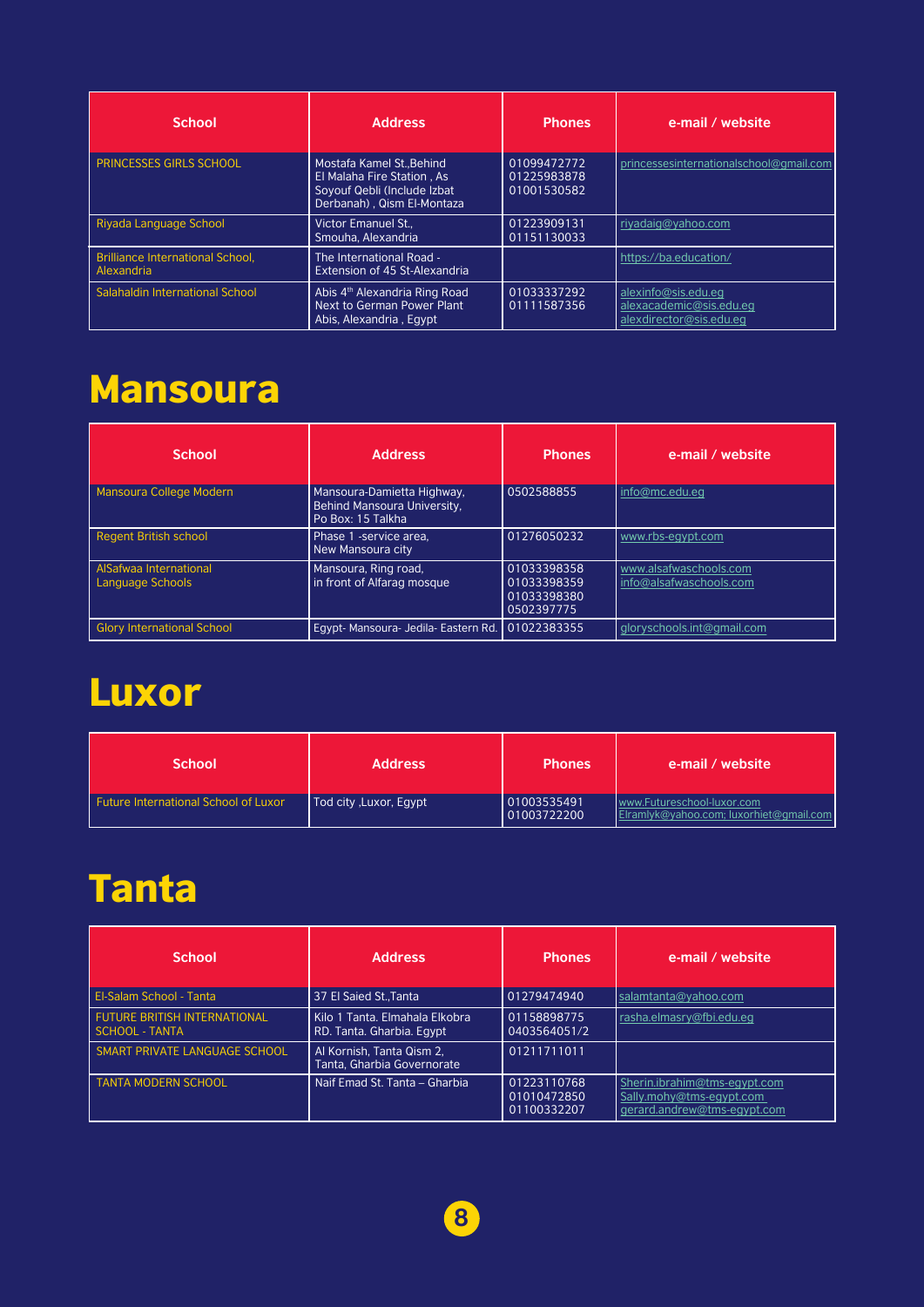| School | Address | Phones | e-mail / website |
|---|---|---|---|
| PRINCESSES GIRLS SCHOOL | Mostafa Kamel St.,Behind El Malaha Fire Station , As Soyouf Qebli (Include Izbat Derbanah) , Qism El-Montaza | 01099472772 01225983878 01001530582 | princessesinternationalschool@gmail.com |
| Riyada Language School | Victor Emanuel St., Smouha, Alexandria | 01223909131 01151130033 | riyadaig@yahoo.com |
| Brilliance International School, Alexandria | The International Road - Extension of 45 St-Alexandria | | https://ba.education/ |
| Salahaldin International School | Abis 4th Alexandria Ring Road Next to German Power Plant Abis, Alexandria , Egypt | 01033337292 01111587356 | alexinfo@sis.edu.eg alexacademic@sis.edu.eg alexdirector@sis.edu.eg |

# Mansoura

| School | Address | Phones | e-mail / website |
|---|---|---|---|
| Mansoura College Modern | Mansoura-Damietta Highway, Behind Mansoura University, Po Box: 15 Talkha | 0502588855 | info@mc.edu.eg |
| Regent British school | Phase 1 -service area, New Mansoura city | 01276050232 | www.rbs-egypt.com |
| AlSafwaa International Language Schools | Mansoura, Ring road, in front of Alfarag mosque | 01033398358 01033398359 01033398380 0502397775 | www.alsafwaschools.com info@alsafwaschools.com |
| Glory International School | Egypt- Mansoura- Jedila- Eastern Rd. | 01022383355 | gloryschools.int@gmail.com |

# Luxor

| School | Address | Phones | e-mail / website |
|---|---|---|---|
| Future International School of Luxor | Tod city ,Luxor, Egypt | 01003535491 01003722200 | www.Futureschool-luxor.com Elramlyk@yahoo.com; luxorhiet@gmail.com |

# Tanta

| School | Address | Phones | e-mail / website |
|---|---|---|---|
| El-Salam School - Tanta | 37 El Saied St.,Tanta | 01279474940 | salamtanta@yahoo.com |
| FUTURE BRITISH INTERNATIONAL SCHOOL - TANTA | Kilo 1 Tanta. Elmahala Elkobra RD. Tanta. Gharbia. Egypt | 01158898775 0403564051/2 | rasha.elmasry@fbi.edu.eg |
| SMART PRIVATE LANGUAGE SCHOOL | Al Kornish, Tanta Qism 2, Tanta, Gharbia Governorate | 01211711011 | |
| TANTA MODERN SCHOOL | Naif Emad St. Tanta – Gharbia | 01223110768 01010472850 01100332207 | Sherin.ibrahim@tms-egypt.com Sally.mohy@tms-egypt.com gerard.andrew@tms-egypt.com |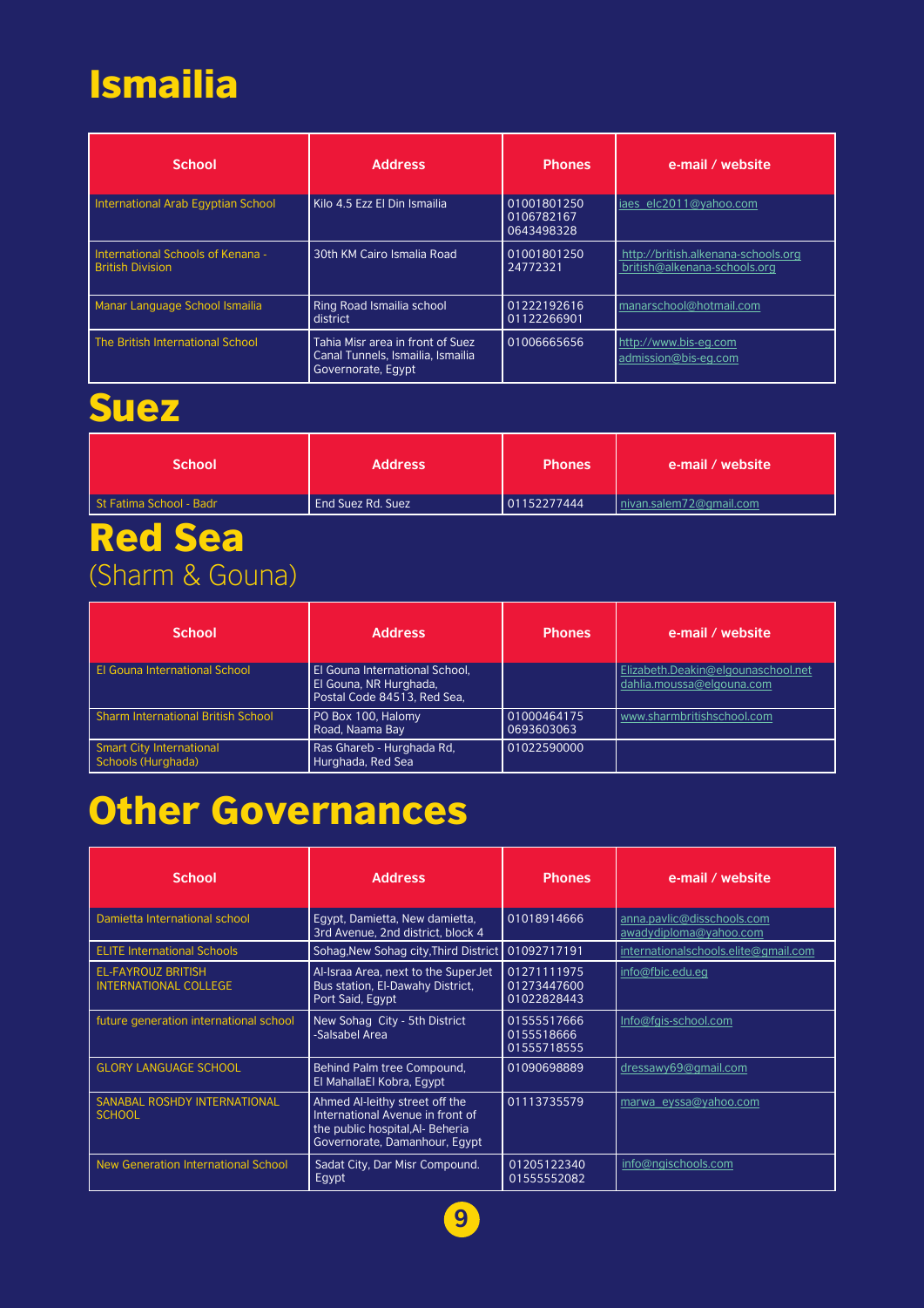# Ismailia

| School | Address | Phones | e-mail / website |
|---|---|---|---|
| International Arab Egyptian School | Kilo 4.5 Ezz El Din Ismailia | 01001801250<br>0106782167<br>0643498328 | iaes_elc2011@yahoo.com |
| International Schools of Kenana - British Division | 30th KM Cairo Ismalia Road | 01001801250<br>24772321 | http://british.alkenana-schools.org<br>british@alkenana-schools.org |
| Manar Language School Ismailia | Ring Road Ismailia school district | 01222192616<br>01122266901 | manarschool@hotmail.com |
| The British International School | Tahia Misr area in front of Suez Canal Tunnels, Ismailia, Ismailia Governorate, Egypt | 01006665656 | http://www.bis-eg.com<br>admission@bis-eg.com |

# Suez

| School | Address | Phones | e-mail / website |
|---|---|---|---|
| St Fatima School - Badr | End Suez Rd. Suez | 01152277444 | nivan.salem72@gmail.com |

# Red Sea
(Sharm & Gouna)

| School | Address | Phones | e-mail / website |
|---|---|---|---|
| El Gouna International School | El Gouna International School, El Gouna, NR Hurghada, Postal Code 84513, Red Sea, | | Elizabeth.Deakin@elgounaschool.net<br>dahlia.moussa@elgouna.com |
| Sharm International British School | PO Box 100, Halomy Road, Naama Bay | 01000464175<br>0693603063 | www.sharmbritishschool.com |
| Smart City International Schools (Hurghada) | Ras Ghareb - Hurghada Rd, Hurghada, Red Sea | 01022590000 | |

# Other Governances

| School | Address | Phones | e-mail / website |
|---|---|---|---|
| Damietta International school | Egypt, Damietta, New damietta, 3rd Avenue, 2nd district, block 4 | 01018914666 | anna.pavlic@disschools.com<br>awadydiploma@yahoo.com |
| ELITE International Schools | Sohag,New Sohag city,Third District | 01092717191 | internationalschools.elite@gmail.com |
| EL-FAYROUZ BRITISH INTERNATIONAL COLLEGE | Al-Israa Area, next to the SuperJet Bus station, El-Dawahy District, Port Said, Egypt | 01271111975<br>01273447600<br>01022828443 | info@fbic.edu.eg |
| future generation international school | New Sohag City - 5th District -Salsabel Area | 01555517666<br>0155518666<br>01555718555 | Info@fgis-school.com |
| GLORY LANGUAGE SCHOOL | Behind Palm tree Compound, El MahallaEl Kobra, Egypt | 01090698889 | dressawy69@gmail.com |
| SANABAL ROSHDY INTERNATIONAL SCHOOL | Ahmed Al-leithy street off the International Avenue in front of the public hospital,Al- Beheria Governorate, Damanhour, Egypt | 01113735579 | marwa_eyssa@yahoo.com |
| New Generation International School | Sadat City, Dar Misr Compound. Egypt | 01205122340<br>01555552082 | info@ngischools.com |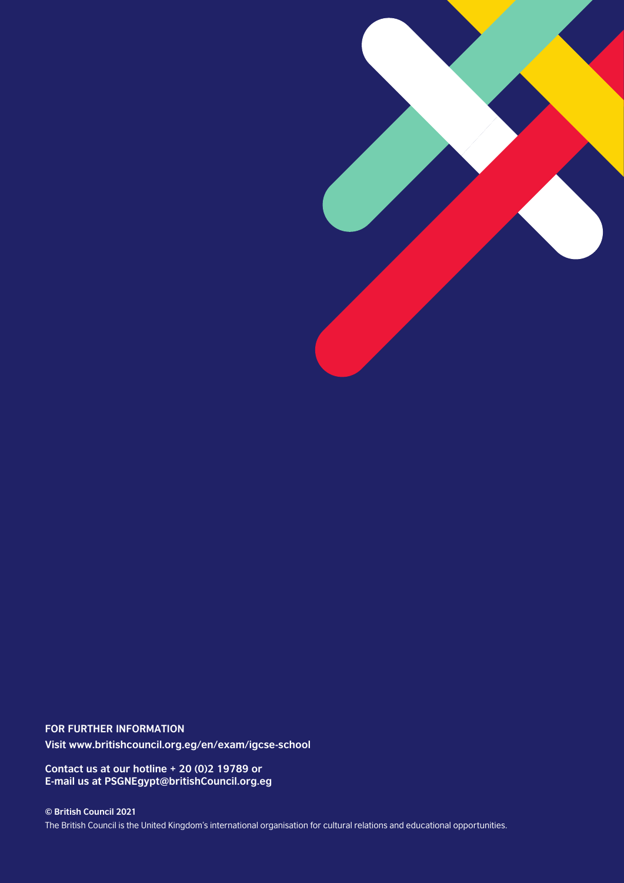**FOR FURTHER INFORMATION**

**Visit www.britishcouncil.org.eg/en/exam/igcse-school**

**Contact us at our hotline + 20 (0)2 19789 or**
**E-mail us at PSGNEgypt@britishCouncil.org.eg**

**© British Council 2021**

The British Council is the United Kingdom's international organisation for cultural relations and educational opportunities.